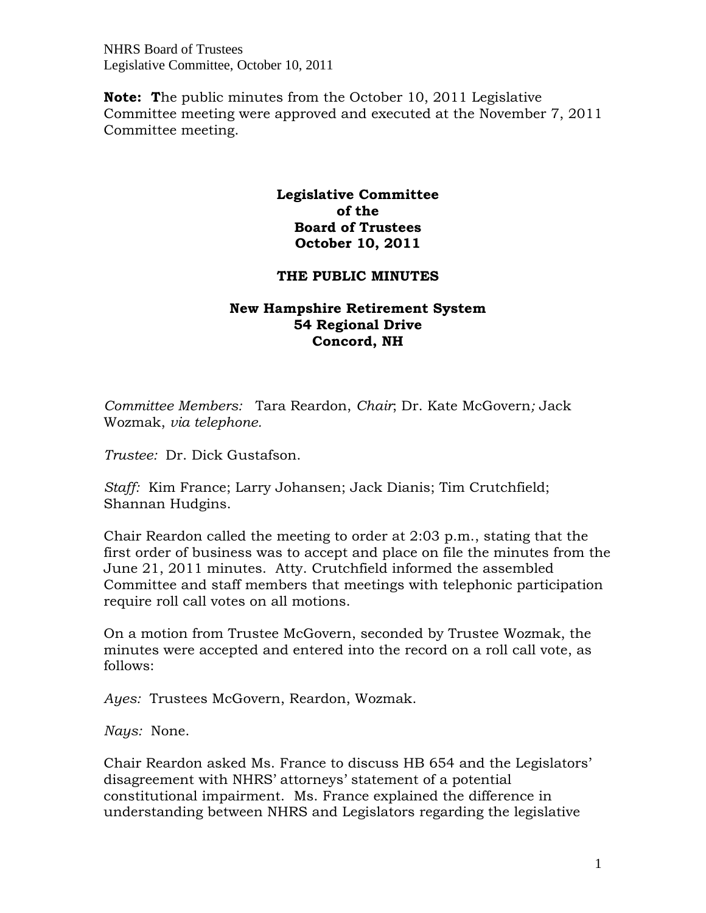**Note: T**he public minutes from the October 10, 2011 Legislative Committee meeting were approved and executed at the November 7, 2011 Committee meeting.

# Legislative Committee of the Board of Trustees October 10, 2011

## THE PUBLIC MINUTES

### New Hampshire Retirement System 54 Regional Drive Concord, NH

*Committee Members:* Tara Reardon, *Chair*; Dr. Kate McGovern*;* Jack Wozmak, *via telephone.*

*Trustee:* Dr. Dick Gustafson.

*Staff:* Kim France; Larry Johansen; Jack Dianis; Tim Crutchfield; Shannan Hudgins.

Chair Reardon called the meeting to order at 2:03 p.m., stating that the first order of business was to accept and place on file the minutes from the June 21, 2011 minutes. Atty. Crutchfield informed the assembled Committee and staff members that meetings with telephonic participation require roll call votes on all motions.

On a motion from Trustee McGovern, seconded by Trustee Wozmak, the minutes were accepted and entered into the record on a roll call vote, as follows:

*Ayes:* Trustees McGovern, Reardon, Wozmak.

*Nays:* None.

Chair Reardon asked Ms. France to discuss HB 654 and the Legislators' disagreement with NHRS' attorneys' statement of a potential constitutional impairment. Ms. France explained the difference in understanding between NHRS and Legislators regarding the legislative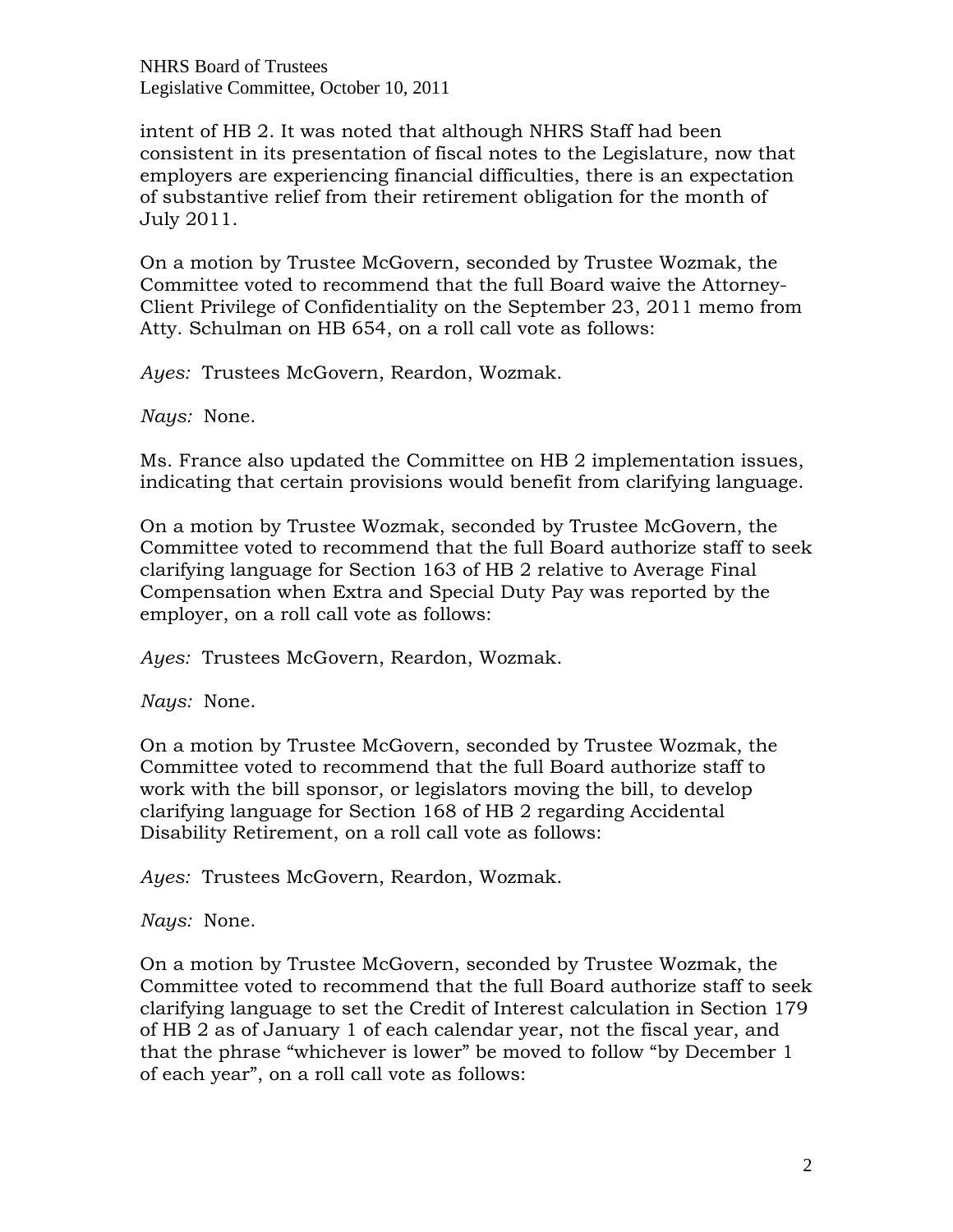intent of HB 2. It was noted that although NHRS Staff had been consistent in its presentation of fiscal notes to the Legislature, now that employers are experiencing financial difficulties, there is an expectation of substantive relief from their retirement obligation for the month of July 2011.

On a motion by Trustee McGovern, seconded by Trustee Wozmak, the Committee voted to recommend that the full Board waive the Attorney-Client Privilege of Confidentiality on the September 23, 2011 memo from Atty. Schulman on HB 654, on a roll call vote as follows:

*Ayes:* Trustees McGovern, Reardon, Wozmak.

*Nays:* None.

Ms. France also updated the Committee on HB 2 implementation issues, indicating that certain provisions would benefit from clarifying language.

On a motion by Trustee Wozmak, seconded by Trustee McGovern, the Committee voted to recommend that the full Board authorize staff to seek clarifying language for Section 163 of HB 2 relative to Average Final Compensation when Extra and Special Duty Pay was reported by the employer, on a roll call vote as follows:

*Ayes:* Trustees McGovern, Reardon, Wozmak.

*Nays:* None.

On a motion by Trustee McGovern, seconded by Trustee Wozmak, the Committee voted to recommend that the full Board authorize staff to work with the bill sponsor, or legislators moving the bill, to develop clarifying language for Section 168 of HB 2 regarding Accidental Disability Retirement, on a roll call vote as follows:

*Ayes:* Trustees McGovern, Reardon, Wozmak.

*Nays:* None.

On a motion by Trustee McGovern, seconded by Trustee Wozmak, the Committee voted to recommend that the full Board authorize staff to seek clarifying language to set the Credit of Interest calculation in Section 179 of HB 2 as of January 1 of each calendar year, not the fiscal year, and that the phrase "whichever is lower" be moved to follow "by December 1 of each year", on a roll call vote as follows: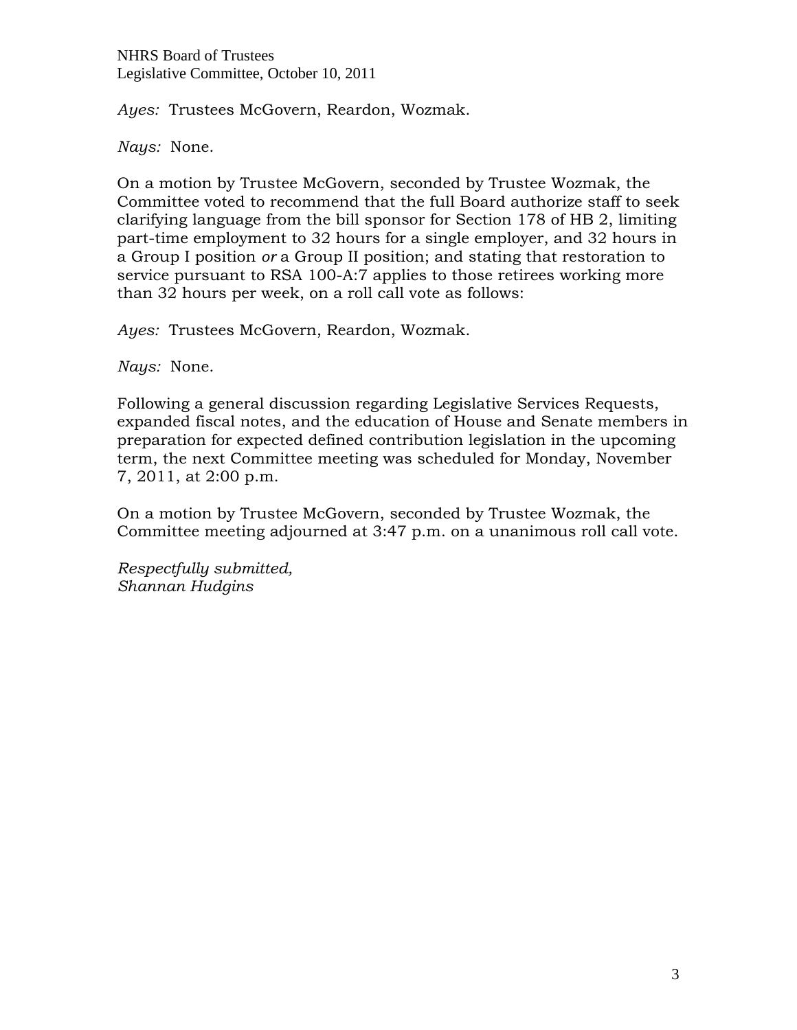*Ayes:* Trustees McGovern, Reardon, Wozmak.

*Nays:* None.

On a motion by Trustee McGovern, seconded by Trustee Wozmak, the Committee voted to recommend that the full Board authorize staff to seek clarifying language from the bill sponsor for Section 178 of HB 2, limiting part-time employment to 32 hours for a single employer, and 32 hours in a Group I position *or* a Group II position; and stating that restoration to service pursuant to RSA 100-A:7 applies to those retirees working more than 32 hours per week, on a roll call vote as follows:

*Ayes:* Trustees McGovern, Reardon, Wozmak.

*Nays:* None.

Following a general discussion regarding Legislative Services Requests, expanded fiscal notes, and the education of House and Senate members in preparation for expected defined contribution legislation in the upcoming term, the next Committee meeting was scheduled for Monday, November 7, 2011, at 2:00 p.m.

On a motion by Trustee McGovern, seconded by Trustee Wozmak, the Committee meeting adjourned at 3:47 p.m. on a unanimous roll call vote.

*Respectfully submitted,*
*Shannan Hudgins*